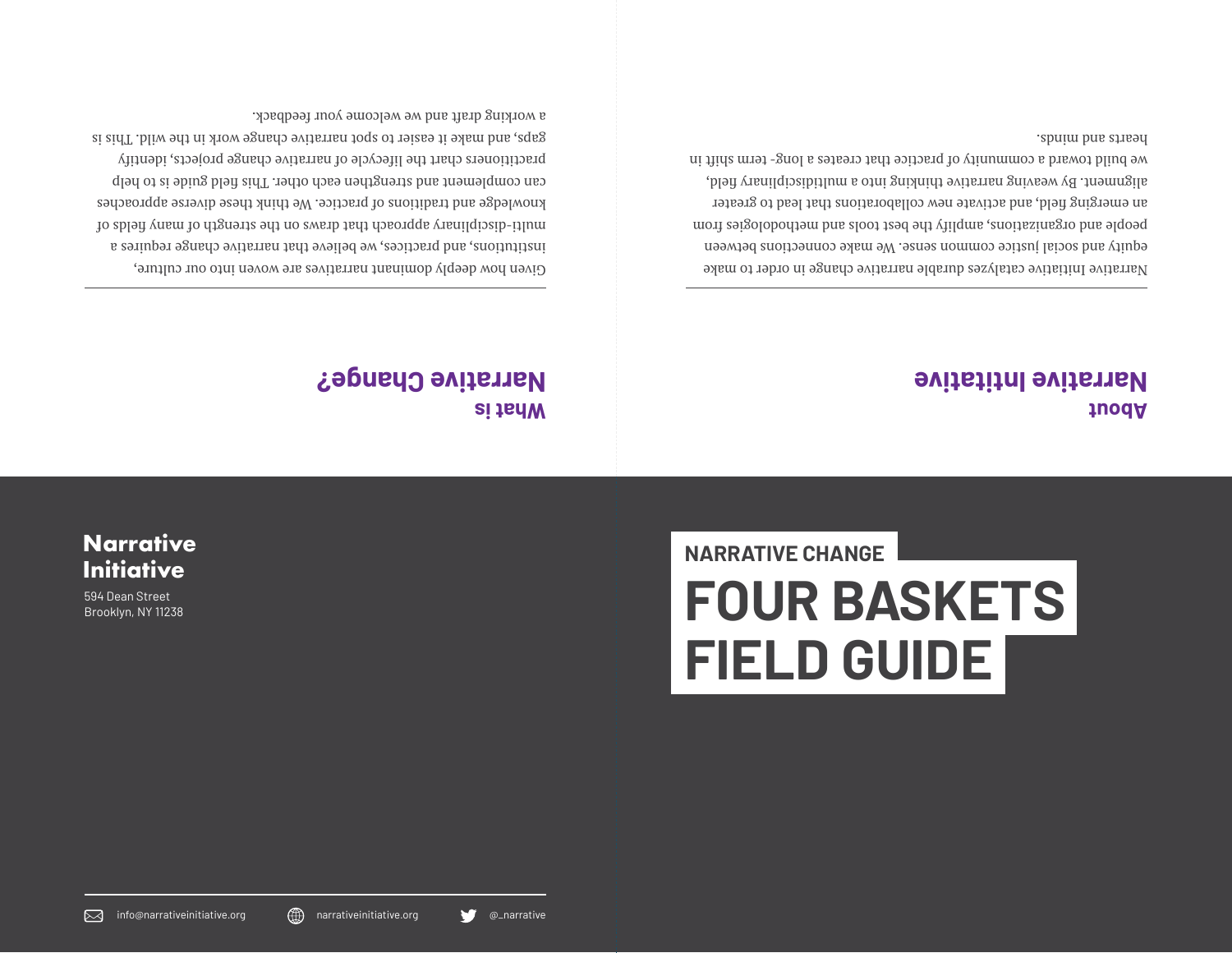## About
# Narrative Initiative

Narrative Initiative catalyzes durable narrative change in order to make equity and social justice common sense. We make connections between people and organizations, amplify the best tools and methodologies from an emerging field, and activate new collaborations that lead to greater alignment. By weaving narrative thinking into a multidisciplinary field, we build toward a community of practice that creates a long- term shift in hearts and minds.

## What is
# Narrative Change?

Given how deeply dominant narratives are woven into our culture, institutions, and practices, we believe that narrative change requires a multi-disciplinary approach that draws on the strength of many fields of knowledge and traditions of practice. We think these diverse approaches can complement and strengthen each other. This field guide is to help practitioners chart the lifecycle of narrative change projects, identify gaps, and make it easier to spot narrative change work in the wild. This is a working draft and we welcome your feedback.

NARRATIVE CHANGE

# FOUR BASKETS FIELD GUIDE

**Narrative Initiative**

594 Dean Street
Brooklyn, NY 11238

info@narrativeinitiative.org | narrativeinitiative.org | @_narrative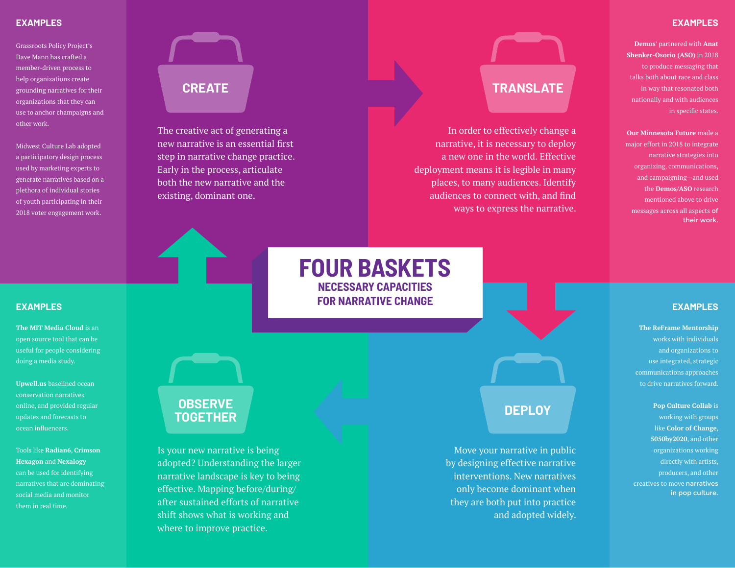# FOUR BASKETS

## NECESSARY CAPACITIES FOR NARRATIVE CHANGE

## CREATE

The creative act of generating a new narrative is an essential first step in narrative change practice. Early in the process, articulate both the new narrative and the existing, dominant one.

### EXAMPLES

Grassroots Policy Project's Dave Mann has crafted a member-driven process to help organizations create grounding narratives for their organizations that they can use to anchor champaigns and other work.

Midwest Culture Lab adopted a participatory design process used by marketing experts to generate narratives based on a plethora of individual stories of youth participating in their 2018 voter engagement work.

## TRANSLATE

In order to effectively change a narrative, it is necessary to deploy a new one in the world. Effective deployment means it is legible in many places, to many audiences. Identify audiences to connect with, and find ways to express the narrative.

### EXAMPLES

**Demos**' partnered with **Anat Shenker-Osorio (ASO)** in 2018 to produce messaging that talks both about race and class in way that resonated both nationally and with audiences in specific states.

**Our Minnesota Future** made a major effort in 2018 to integrate narrative strategies into organizing, communications, and campaigning—and used the **Demos/ASO** research mentioned above to drive messages across all aspects of their work.

## DEPLOY

Move your narrative in public by designing effective narrative interventions. New narratives only become dominant when they are both put into practice and adopted widely.

### EXAMPLES

**The ReFrame Mentorship** works with individuals and organizations to use integrated, strategic communications approaches to drive narratives forward.

**Pop Culture Collab** is working with groups like **Color of Change**, **5050by2020**, and other organizations working directly with artists, producers, and other creatives to move narratives in pop culture.

## OBSERVE TOGETHER

Is your new narrative is being adopted? Understanding the larger narrative landscape is key to being effective. Mapping before/during/after sustained efforts of narrative shift shows what is working and where to improve practice.

### EXAMPLES

**The MIT Media Cloud** is an open source tool that can be useful for people considering doing a media study.

**Upwell.us** baselined ocean conservation narratives online, and provided regular updates and forecasts to ocean influencers.

Tools like **Radian6**, **Crimson Hexagon** and **Nexalogy** can be used for identifying narratives that are dominating social media and monitor them in real time.